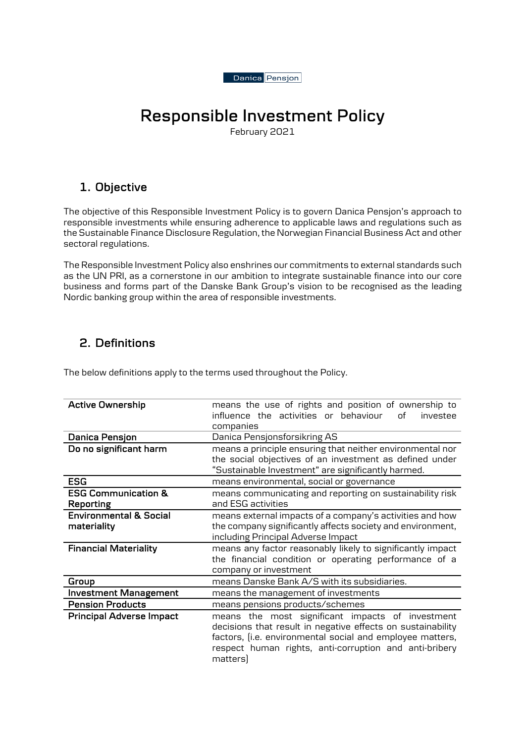Danica Pensjon

# Responsible Investment Policy

February 2021

## 1. Objective

The objective of this Responsible Investment Policy is to govern Danica Pensjon's approach to responsible investments while ensuring adherence to applicable laws and regulations such as the Sustainable Finance Disclosure Regulation, the Norwegian Financial Business Act and other sectoral regulations.

The Responsible Investment Policy also enshrines our commitments to external standards such as the UN PRI, as a cornerstone in our ambition to integrate sustainable finance into our core business and forms part of the Danske Bank Group's vision to be recognised as the leading Nordic banking group within the area of responsible investments.

## 2. Definitions

The below definitions apply to the terms used throughout the Policy.

| | |
|---|---|
| **Active Ownership** | means the use of rights and position of ownership to influence the activities or behaviour of investee companies |
| **Danica Pensjon** | Danica Pensjonsforsikring AS |
| **Do no significant harm** | means a principle ensuring that neither environmental nor the social objectives of an investment as defined under "Sustainable Investment" are significantly harmed. |
| **ESG** | means environmental, social or governance |
| **ESG Communication & Reporting** | means communicating and reporting on sustainability risk and ESG activities |
| **Environmental & Social materiality** | means external impacts of a company's activities and how the company significantly affects society and environment, including Principal Adverse Impact |
| **Financial Materiality** | means any factor reasonably likely to significantly impact the financial condition or operating performance of a company or investment |
| **Group** | means Danske Bank A/S with its subsidiaries. |
| **Investment Management** | means the management of investments |
| **Pension Products** | means pensions products/schemes |
| **Principal Adverse Impact** | means the most significant impacts of investment decisions that result in negative effects on sustainability factors, (i.e. environmental social and employee matters, respect human rights, anti-corruption and anti-bribery matters) |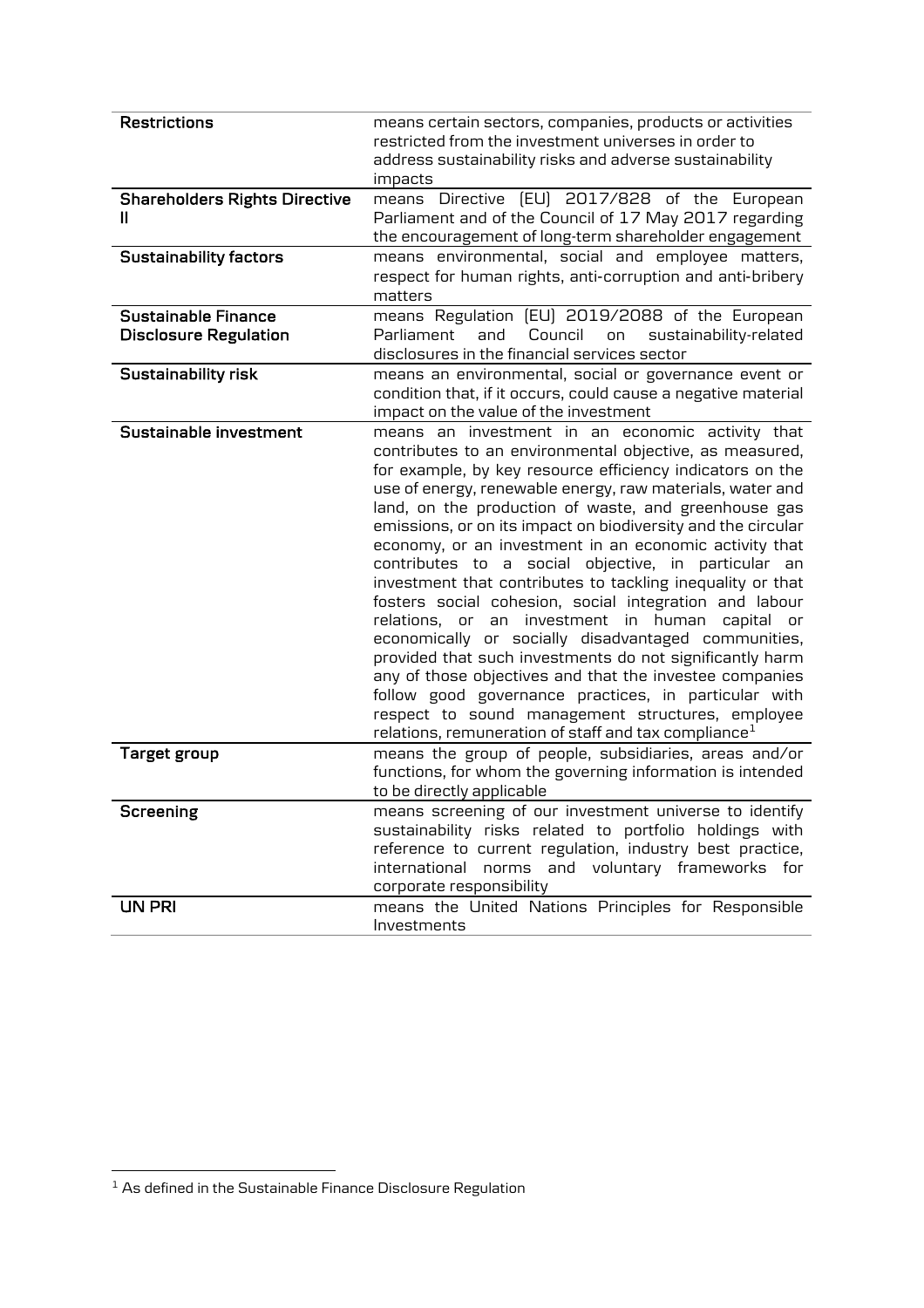| | |
|---|---|
| **Restrictions** | means certain sectors, companies, products or activities restricted from the investment universes in order to address sustainability risks and adverse sustainability impacts |
| **Shareholders Rights Directive II** | means Directive (EU) 2017/828 of the European Parliament and of the Council of 17 May 2017 regarding the encouragement of long-term shareholder engagement |
| **Sustainability factors** | means environmental, social and employee matters, respect for human rights, anti-corruption and anti-bribery matters |
| **Sustainable Finance Disclosure Regulation** | means Regulation (EU) 2019/2088 of the European Parliament and Council on sustainability-related disclosures in the financial services sector |
| **Sustainability risk** | means an environmental, social or governance event or condition that, if it occurs, could cause a negative material impact on the value of the investment |
| **Sustainable investment** | means an investment in an economic activity that contributes to an environmental objective, as measured, for example, by key resource efficiency indicators on the use of energy, renewable energy, raw materials, water and land, on the production of waste, and greenhouse gas emissions, or on its impact on biodiversity and the circular economy, or an investment in an economic activity that contributes to a social objective, in particular an investment that contributes to tackling inequality or that fosters social cohesion, social integration and labour relations, or an investment in human capital or economically or socially disadvantaged communities, provided that such investments do not significantly harm any of those objectives and that the investee companies follow good governance practices, in particular with respect to sound management structures, employee relations, remuneration of staff and tax compliance[1] |
| **Target group** | means the group of people, subsidiaries, areas and/or functions, for whom the governing information is intended to be directly applicable |
| **Screening** | means screening of our investment universe to identify sustainability risks related to portfolio holdings with reference to current regulation, industry best practice, international norms and voluntary frameworks for corporate responsibility |
| **UN PRI** | means the United Nations Principles for Responsible Investments |

[1] As defined in the Sustainable Finance Disclosure Regulation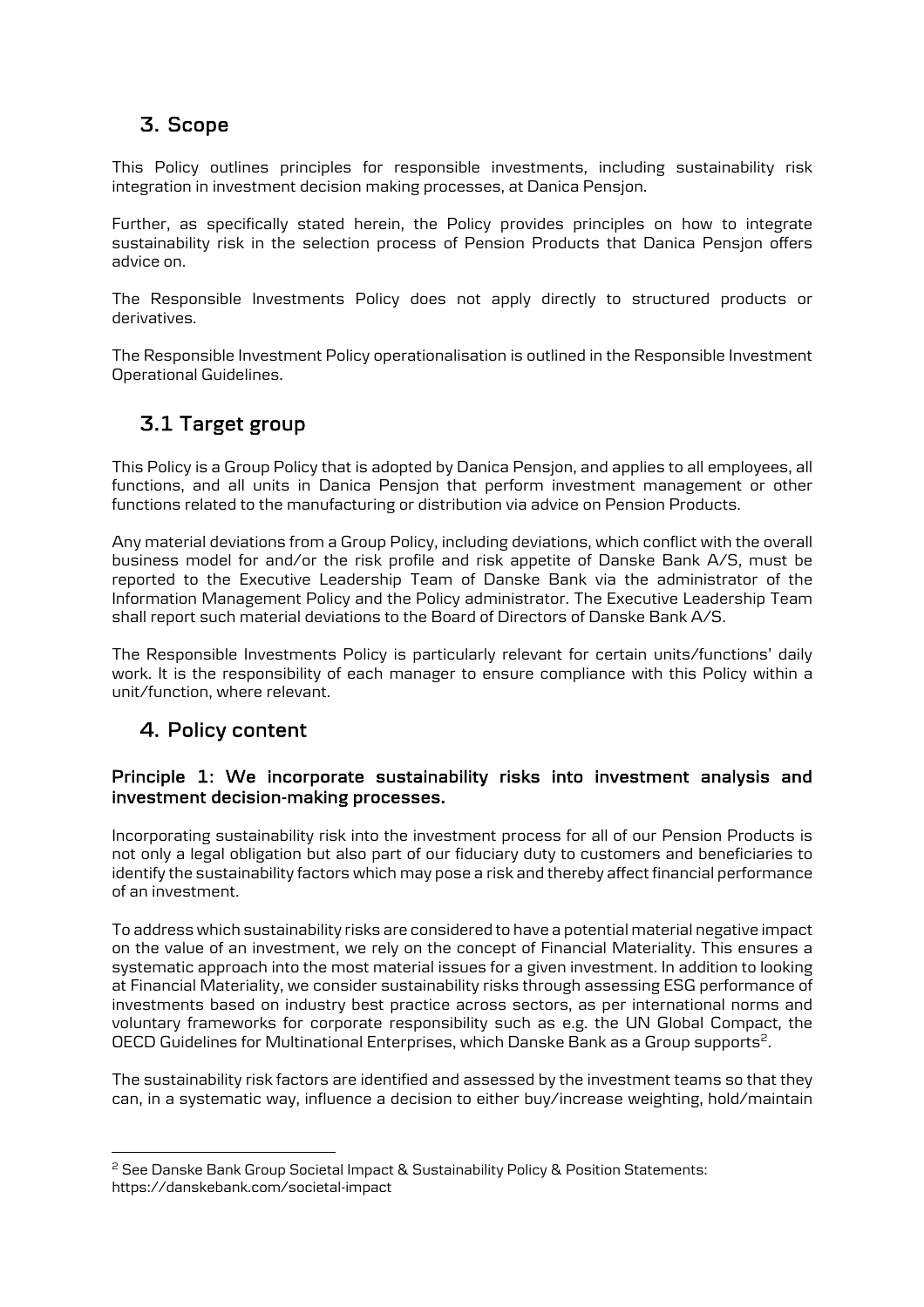## 3. Scope

This Policy outlines principles for responsible investments, including sustainability risk integration in investment decision making processes, at Danica Pensjon.

Further, as specifically stated herein, the Policy provides principles on how to integrate sustainability risk in the selection process of Pension Products that Danica Pensjon offers advice on.

The Responsible Investments Policy does not apply directly to structured products or derivatives.

The Responsible Investment Policy operationalisation is outlined in the Responsible Investment Operational Guidelines.

## 3.1 Target group

This Policy is a Group Policy that is adopted by Danica Pensjon, and applies to all employees, all functions, and all units in Danica Pensjon that perform investment management or other functions related to the manufacturing or distribution via advice on Pension Products.

Any material deviations from a Group Policy, including deviations, which conflict with the overall business model for and/or the risk profile and risk appetite of Danske Bank A/S, must be reported to the Executive Leadership Team of Danske Bank via the administrator of the Information Management Policy and the Policy administrator. The Executive Leadership Team shall report such material deviations to the Board of Directors of Danske Bank A/S.

The Responsible Investments Policy is particularly relevant for certain units/functions' daily work. It is the responsibility of each manager to ensure compliance with this Policy within a unit/function, where relevant.

## 4. Policy content

### Principle 1: We incorporate sustainability risks into investment analysis and investment decision-making processes.

Incorporating sustainability risk into the investment process for all of our Pension Products is not only a legal obligation but also part of our fiduciary duty to customers and beneficiaries to identify the sustainability factors which may pose a risk and thereby affect financial performance of an investment.

To address which sustainability risks are considered to have a potential material negative impact on the value of an investment, we rely on the concept of Financial Materiality. This ensures a systematic approach into the most material issues for a given investment. In addition to looking at Financial Materiality, we consider sustainability risks through assessing ESG performance of investments based on industry best practice across sectors, as per international norms and voluntary frameworks for corporate responsibility such as e.g. the UN Global Compact, the OECD Guidelines for Multinational Enterprises, which Danske Bank as a Group supports[2].

The sustainability risk factors are identified and assessed by the investment teams so that they can, in a systematic way, influence a decision to either buy/increase weighting, hold/maintain

[2] See Danske Bank Group Societal Impact & Sustainability Policy & Position Statements: https://danskebank.com/societal-impact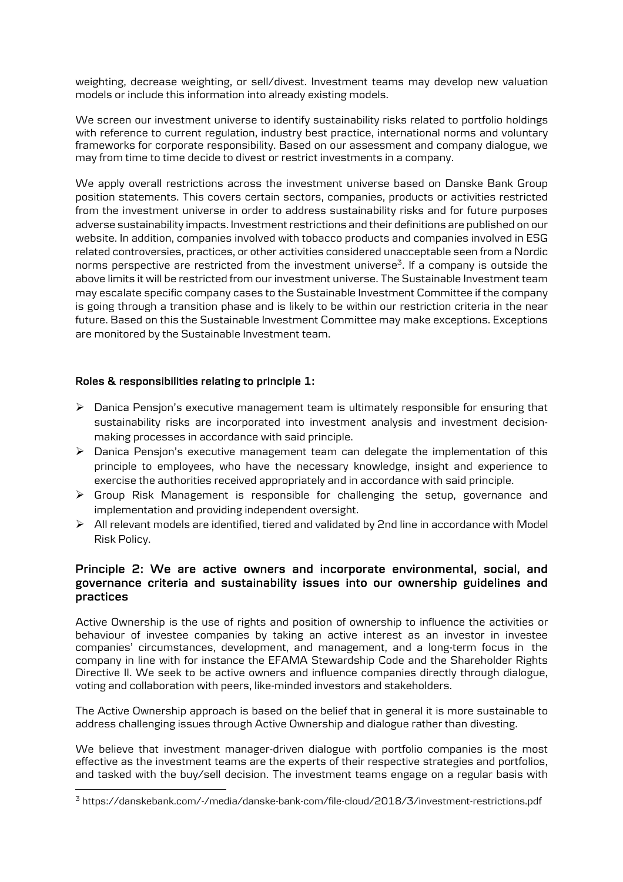weighting, decrease weighting, or sell/divest. Investment teams may develop new valuation models or include this information into already existing models.

We screen our investment universe to identify sustainability risks related to portfolio holdings with reference to current regulation, industry best practice, international norms and voluntary frameworks for corporate responsibility. Based on our assessment and company dialogue, we may from time to time decide to divest or restrict investments in a company.

We apply overall restrictions across the investment universe based on Danske Bank Group position statements. This covers certain sectors, companies, products or activities restricted from the investment universe in order to address sustainability risks and for future purposes adverse sustainability impacts. Investment restrictions and their definitions are published on our website. In addition, companies involved with tobacco products and companies involved in ESG related controversies, practices, or other activities considered unacceptable seen from a Nordic norms perspective are restricted from the investment universe[3]. If a company is outside the above limits it will be restricted from our investment universe. The Sustainable Investment team may escalate specific company cases to the Sustainable Investment Committee if the company is going through a transition phase and is likely to be within our restriction criteria in the near future. Based on this the Sustainable Investment Committee may make exceptions. Exceptions are monitored by the Sustainable Investment team.

**Roles & responsibilities relating to principle 1:**

- Danica Pensjon's executive management team is ultimately responsible for ensuring that sustainability risks are incorporated into investment analysis and investment decision-making processes in accordance with said principle.
- Danica Pensjon's executive management team can delegate the implementation of this principle to employees, who have the necessary knowledge, insight and experience to exercise the authorities received appropriately and in accordance with said principle.
- Group Risk Management is responsible for challenging the setup, governance and implementation and providing independent oversight.
- All relevant models are identified, tiered and validated by 2nd line in accordance with Model Risk Policy.

## Principle 2: We are active owners and incorporate environmental, social, and governance criteria and sustainability issues into our ownership guidelines and practices

Active Ownership is the use of rights and position of ownership to influence the activities or behaviour of investee companies by taking an active interest as an investor in investee companies' circumstances, development, and management, and a long-term focus in the company in line with for instance the EFAMA Stewardship Code and the Shareholder Rights Directive II. We seek to be active owners and influence companies directly through dialogue, voting and collaboration with peers, like-minded investors and stakeholders.

The Active Ownership approach is based on the belief that in general it is more sustainable to address challenging issues through Active Ownership and dialogue rather than divesting.

We believe that investment manager-driven dialogue with portfolio companies is the most effective as the investment teams are the experts of their respective strategies and portfolios, and tasked with the buy/sell decision. The investment teams engage on a regular basis with

[3] https://danskebank.com/-/media/danske-bank-com/file-cloud/2018/3/investment-restrictions.pdf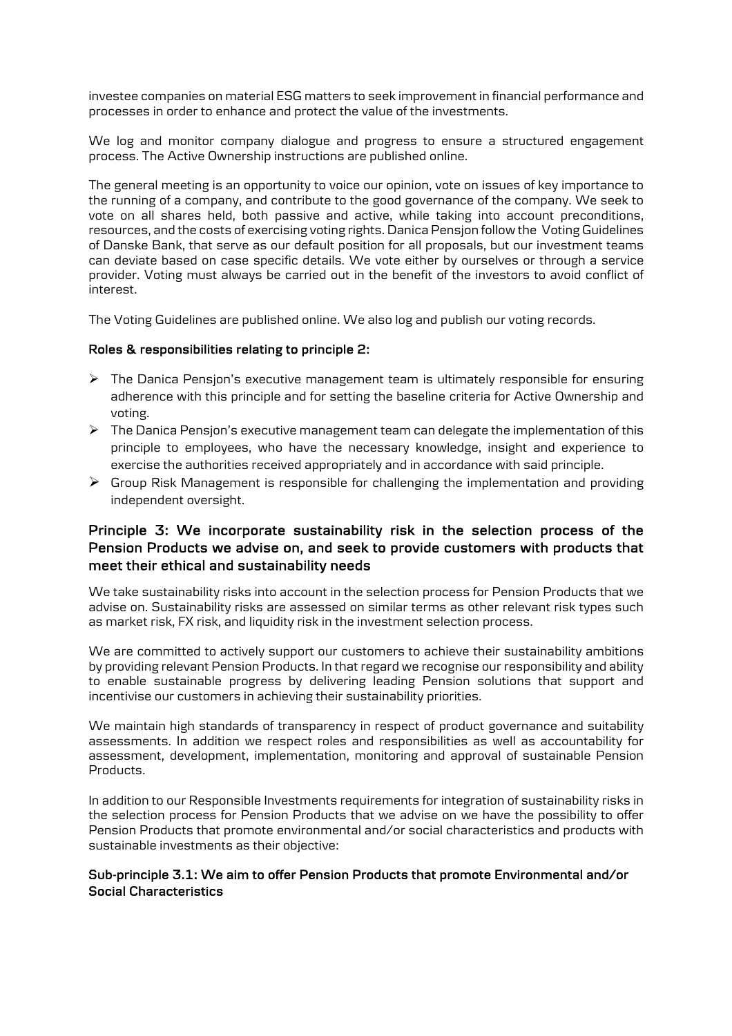investee companies on material ESG matters to seek improvement in financial performance and processes in order to enhance and protect the value of the investments.

We log and monitor company dialogue and progress to ensure a structured engagement process. The Active Ownership instructions are published online.

The general meeting is an opportunity to voice our opinion, vote on issues of key importance to the running of a company, and contribute to the good governance of the company. We seek to vote on all shares held, both passive and active, while taking into account preconditions, resources, and the costs of exercising voting rights. Danica Pensjon follow the Voting Guidelines of Danske Bank, that serve as our default position for all proposals, but our investment teams can deviate based on case specific details. We vote either by ourselves or through a service provider. Voting must always be carried out in the benefit of the investors to avoid conflict of interest.

The Voting Guidelines are published online. We also log and publish our voting records.

**Roles & responsibilities relating to principle 2:**

- The Danica Pensjon's executive management team is ultimately responsible for ensuring adherence with this principle and for setting the baseline criteria for Active Ownership and voting.
- The Danica Pensjon's executive management team can delegate the implementation of this principle to employees, who have the necessary knowledge, insight and experience to exercise the authorities received appropriately and in accordance with said principle.
- Group Risk Management is responsible for challenging the implementation and providing independent oversight.

## Principle 3: We incorporate sustainability risk in the selection process of the Pension Products we advise on, and seek to provide customers with products that meet their ethical and sustainability needs

We take sustainability risks into account in the selection process for Pension Products that we advise on. Sustainability risks are assessed on similar terms as other relevant risk types such as market risk, FX risk, and liquidity risk in the investment selection process.

We are committed to actively support our customers to achieve their sustainability ambitions by providing relevant Pension Products. In that regard we recognise our responsibility and ability to enable sustainable progress by delivering leading Pension solutions that support and incentivise our customers in achieving their sustainability priorities.

We maintain high standards of transparency in respect of product governance and suitability assessments. In addition we respect roles and responsibilities as well as accountability for assessment, development, implementation, monitoring and approval of sustainable Pension Products.

In addition to our Responsible Investments requirements for integration of sustainability risks in the selection process for Pension Products that we advise on we have the possibility to offer Pension Products that promote environmental and/or social characteristics and products with sustainable investments as their objective:

### Sub-principle 3.1: We aim to offer Pension Products that promote Environmental and/or Social Characteristics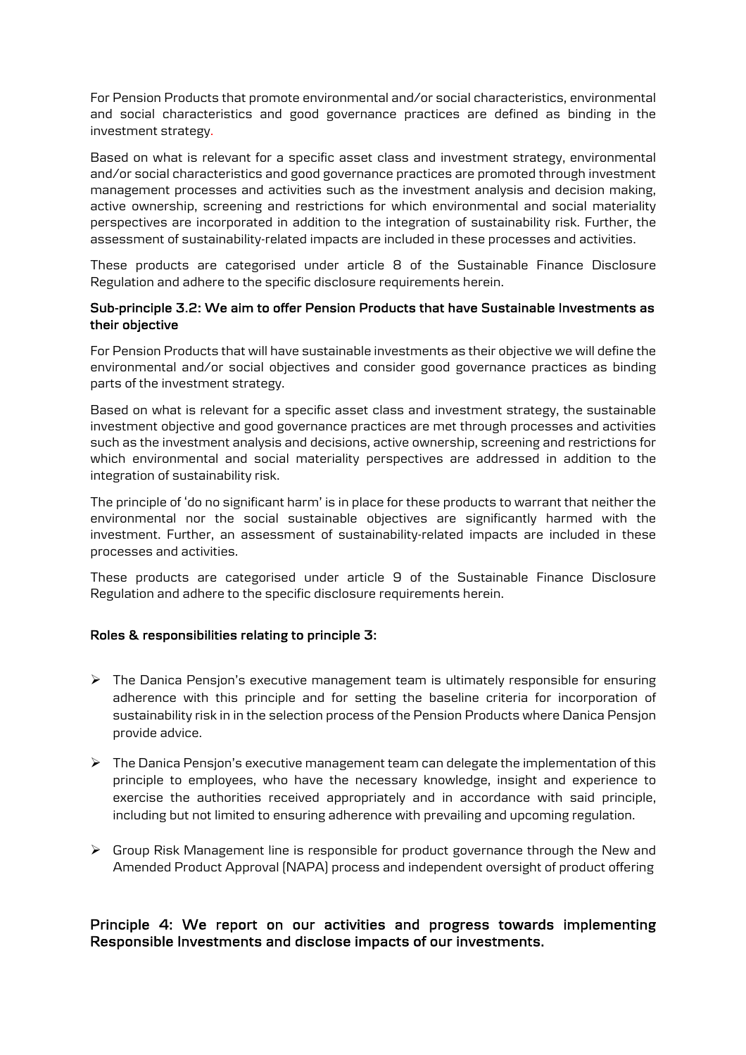For Pension Products that promote environmental and/or social characteristics, environmental and social characteristics and good governance practices are defined as binding in the investment strategy.

Based on what is relevant for a specific asset class and investment strategy, environmental and/or social characteristics and good governance practices are promoted through investment management processes and activities such as the investment analysis and decision making, active ownership, screening and restrictions for which environmental and social materiality perspectives are incorporated in addition to the integration of sustainability risk. Further, the assessment of sustainability-related impacts are included in these processes and activities.

These products are categorised under article 8 of the Sustainable Finance Disclosure Regulation and adhere to the specific disclosure requirements herein.

**Sub-principle 3.2: We aim to offer Pension Products that have Sustainable Investments as their objective**

For Pension Products that will have sustainable investments as their objective we will define the environmental and/or social objectives and consider good governance practices as binding parts of the investment strategy.

Based on what is relevant for a specific asset class and investment strategy, the sustainable investment objective and good governance practices are met through processes and activities such as the investment analysis and decisions, active ownership, screening and restrictions for which environmental and social materiality perspectives are addressed in addition to the integration of sustainability risk.

The principle of 'do no significant harm' is in place for these products to warrant that neither the environmental nor the social sustainable objectives are significantly harmed with the investment. Further, an assessment of sustainability-related impacts are included in these processes and activities.

These products are categorised under article 9 of the Sustainable Finance Disclosure Regulation and adhere to the specific disclosure requirements herein.

**Roles & responsibilities relating to principle 3:**

- The Danica Pensjon's executive management team is ultimately responsible for ensuring adherence with this principle and for setting the baseline criteria for incorporation of sustainability risk in in the selection process of the Pension Products where Danica Pensjon provide advice.
- The Danica Pensjon's executive management team can delegate the implementation of this principle to employees, who have the necessary knowledge, insight and experience to exercise the authorities received appropriately and in accordance with said principle, including but not limited to ensuring adherence with prevailing and upcoming regulation.
- Group Risk Management line is responsible for product governance through the New and Amended Product Approval (NAPA) process and independent oversight of product offering

## Principle 4: We report on our activities and progress towards implementing Responsible Investments and disclose impacts of our investments.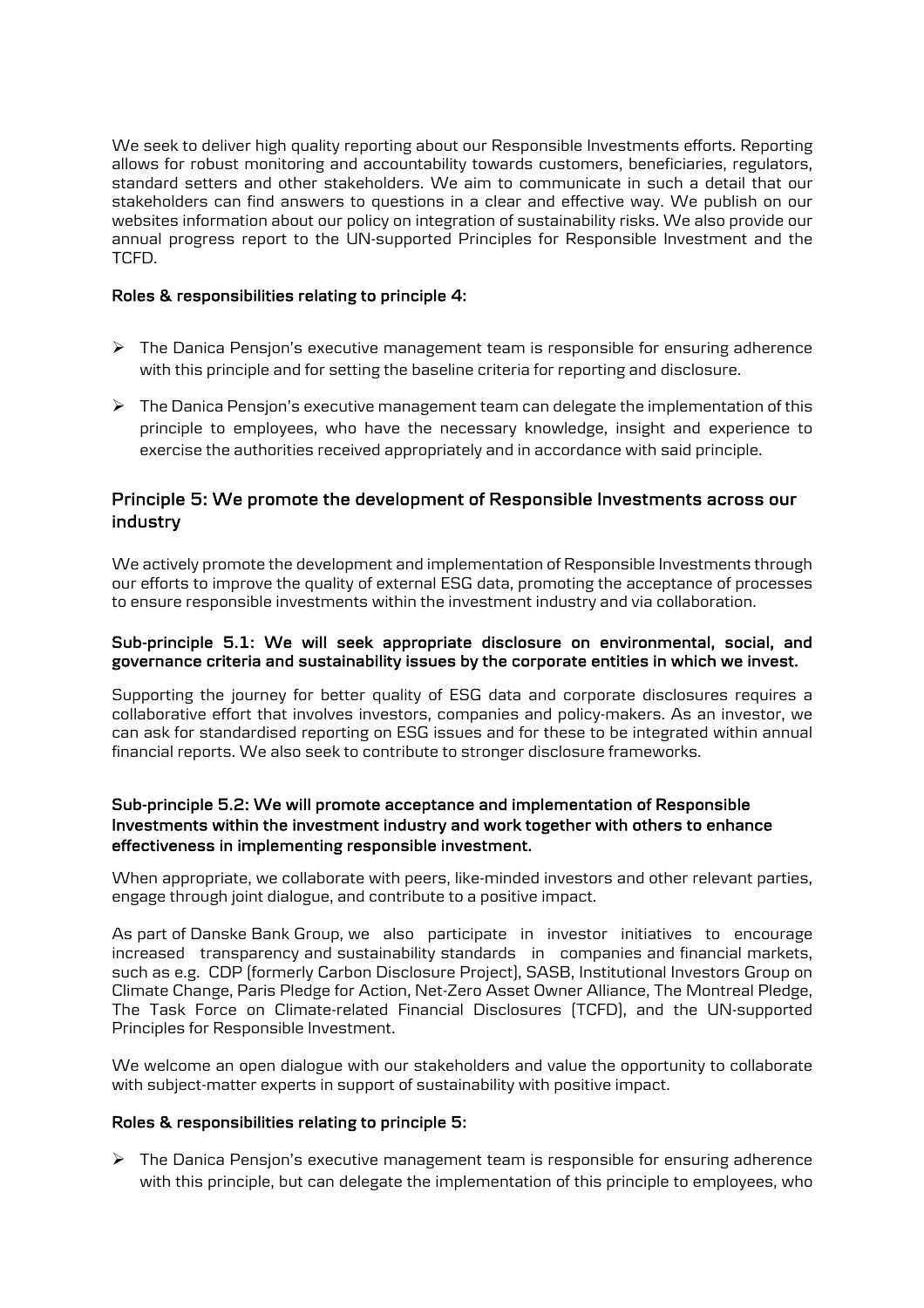We seek to deliver high quality reporting about our Responsible Investments efforts. Reporting allows for robust monitoring and accountability towards customers, beneficiaries, regulators, standard setters and other stakeholders. We aim to communicate in such a detail that our stakeholders can find answers to questions in a clear and effective way. We publish on our websites information about our policy on integration of sustainability risks. We also provide our annual progress report to the UN-supported Principles for Responsible Investment and the TCFD.

**Roles & responsibilities relating to principle 4:**

- The Danica Pensjon's executive management team is responsible for ensuring adherence with this principle and for setting the baseline criteria for reporting and disclosure.
- The Danica Pensjon's executive management team can delegate the implementation of this principle to employees, who have the necessary knowledge, insight and experience to exercise the authorities received appropriately and in accordance with said principle.

## Principle 5: We promote the development of Responsible Investments across our industry

We actively promote the development and implementation of Responsible Investments through our efforts to improve the quality of external ESG data, promoting the acceptance of processes to ensure responsible investments within the investment industry and via collaboration.

**Sub-principle 5.1: We will seek appropriate disclosure on environmental, social, and governance criteria and sustainability issues by the corporate entities in which we invest.**

Supporting the journey for better quality of ESG data and corporate disclosures requires a collaborative effort that involves investors, companies and policy-makers. As an investor, we can ask for standardised reporting on ESG issues and for these to be integrated within annual financial reports. We also seek to contribute to stronger disclosure frameworks.

**Sub-principle 5.2: We will promote acceptance and implementation of Responsible Investments within the investment industry and work together with others to enhance effectiveness in implementing responsible investment.**

When appropriate, we collaborate with peers, like-minded investors and other relevant parties, engage through joint dialogue, and contribute to a positive impact.

As part of Danske Bank Group, we also participate in investor initiatives to encourage increased transparency and sustainability standards in companies and financial markets, such as e.g. CDP (formerly Carbon Disclosure Project), SASB, Institutional Investors Group on Climate Change, Paris Pledge for Action, Net-Zero Asset Owner Alliance, The Montreal Pledge, The Task Force on Climate-related Financial Disclosures (TCFD), and the UN-supported Principles for Responsible Investment.

We welcome an open dialogue with our stakeholders and value the opportunity to collaborate with subject-matter experts in support of sustainability with positive impact.

**Roles & responsibilities relating to principle 5:**

- The Danica Pensjon's executive management team is responsible for ensuring adherence with this principle, but can delegate the implementation of this principle to employees, who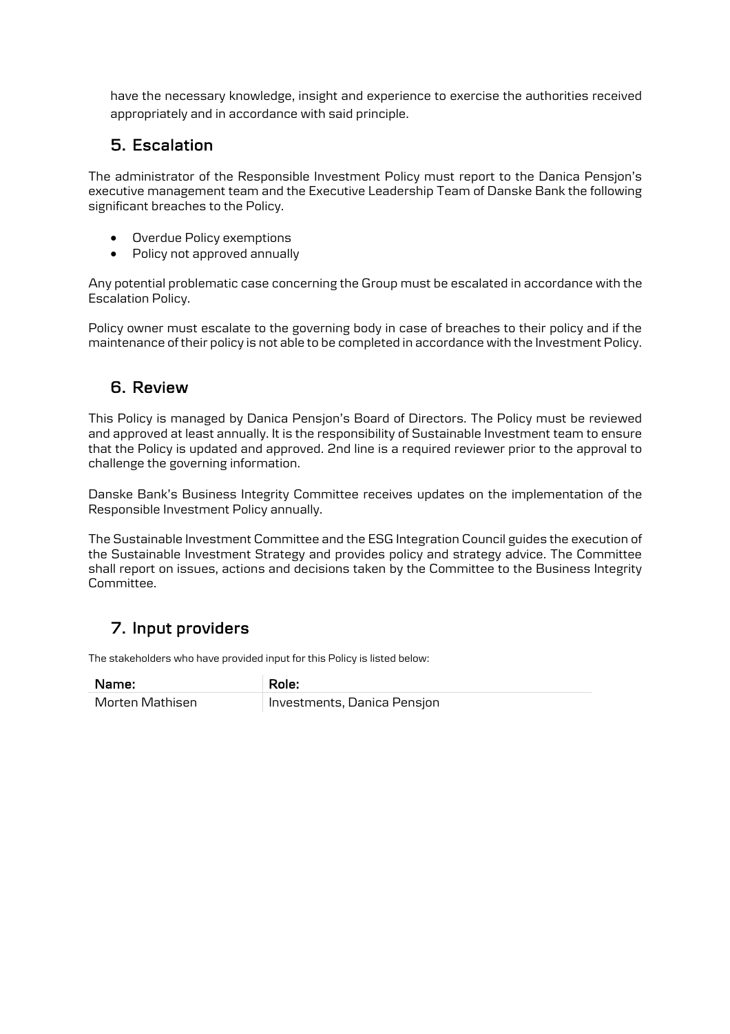have the necessary knowledge, insight and experience to exercise the authorities received appropriately and in accordance with said principle.

## 5. Escalation

The administrator of the Responsible Investment Policy must report to the Danica Pensjon's executive management team and the Executive Leadership Team of Danske Bank the following significant breaches to the Policy.

- Overdue Policy exemptions
- Policy not approved annually

Any potential problematic case concerning the Group must be escalated in accordance with the Escalation Policy.

Policy owner must escalate to the governing body in case of breaches to their policy and if the maintenance of their policy is not able to be completed in accordance with the Investment Policy.

## 6. Review

This Policy is managed by Danica Pensjon's Board of Directors. The Policy must be reviewed and approved at least annually. It is the responsibility of Sustainable Investment team to ensure that the Policy is updated and approved. 2nd line is a required reviewer prior to the approval to challenge the governing information.

Danske Bank's Business Integrity Committee receives updates on the implementation of the Responsible Investment Policy annually.

The Sustainable Investment Committee and the ESG Integration Council guides the execution of the Sustainable Investment Strategy and provides policy and strategy advice. The Committee shall report on issues, actions and decisions taken by the Committee to the Business Integrity Committee.

## 7. Input providers

The stakeholders who have provided input for this Policy is listed below:

| Name: | Role: |
|---|---|
| Morten Mathisen | Investments, Danica Pensjon |